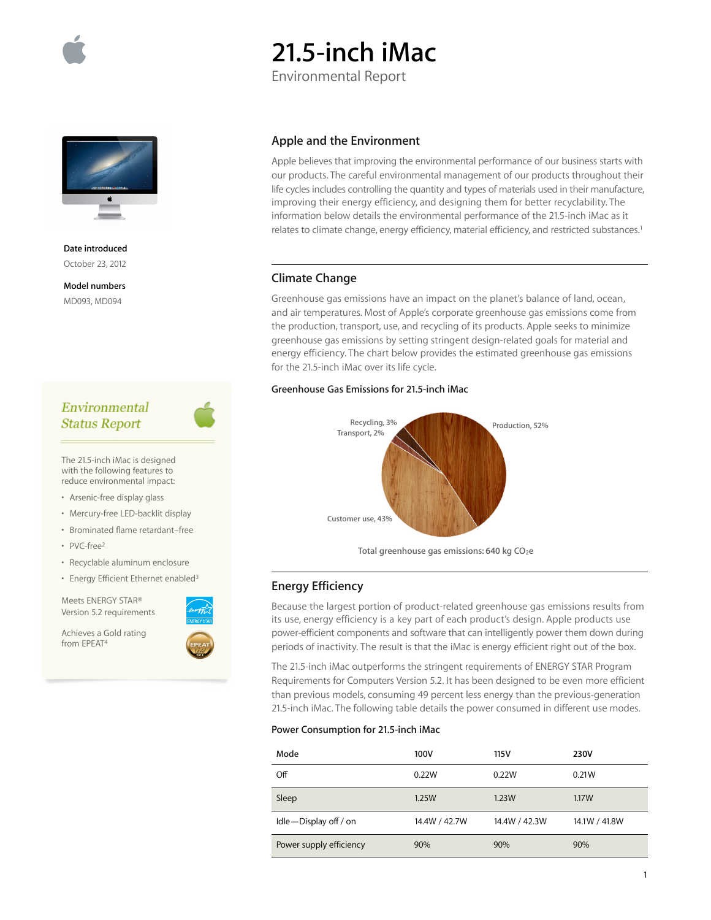# 21.5-inch iMac

Environmental Report

**Date introduced**

October 23, 2012

**Model numbers**

MD093, MD094

## Environmental Status Report

The 21.5-inch iMac is designed with the following features to reduce environmental impact:

- Arsenic-free display glass
- Mercury-free LED-backlit display
- Brominated flame retardant–free
- PVC-free[2]
- Recyclable aluminum enclosure
- Energy Efficient Ethernet enabled[3]

Meets ENERGY STAR® Version 5.2 requirements

Achieves a Gold rating from EPEAT[4]

## Apple and the Environment

Apple believes that improving the environmental performance of our business starts with our products. The careful environmental management of our products throughout their life cycles includes controlling the quantity and types of materials used in their manufacture, improving their energy efficiency, and designing them for better recyclability. The information below details the environmental performance of the 21.5-inch iMac as it relates to climate change, energy efficiency, material efficiency, and restricted substances.[1]

## Climate Change

Greenhouse gas emissions have an impact on the planet's balance of land, ocean, and air temperatures. Most of Apple's corporate greenhouse gas emissions come from the production, transport, use, and recycling of its products. Apple seeks to minimize greenhouse gas emissions by setting stringent design-related goals for material and energy efficiency. The chart below provides the estimated greenhouse gas emissions for the 21.5-inch iMac over its life cycle.

### Greenhouse Gas Emissions for 21.5-inch iMac

Recycling, 3%
Transport, 2%
Production, 52%
Customer use, 43%

Total greenhouse gas emissions: 640 kg $CO_2e$

## Energy Efficiency

Because the largest portion of product-related greenhouse gas emissions results from its use, energy efficiency is a key part of each product's design. Apple products use power-efficient components and software that can intelligently power them down during periods of inactivity. The result is that the iMac is energy efficient right out of the box.

The 21.5-inch iMac outperforms the stringent requirements of ENERGY STAR Program Requirements for Computers Version 5.2. It has been designed to be even more efficient than previous models, consuming 49 percent less energy than the previous-generation 21.5-inch iMac. The following table details the power consumed in different use modes.

### Power Consumption for 21.5-inch iMac

| Mode | 100V | 115V | 230V |
|---|---|---|---|
| Off | 0.22W | 0.22W | 0.21W |
| Sleep | 1.25W | 1.23W | 1.17W |
| Idle—Display off / on | 14.4W / 42.7W | 14.4W / 42.3W | 14.1W / 41.8W |
| Power supply efficiency | 90% | 90% | 90% |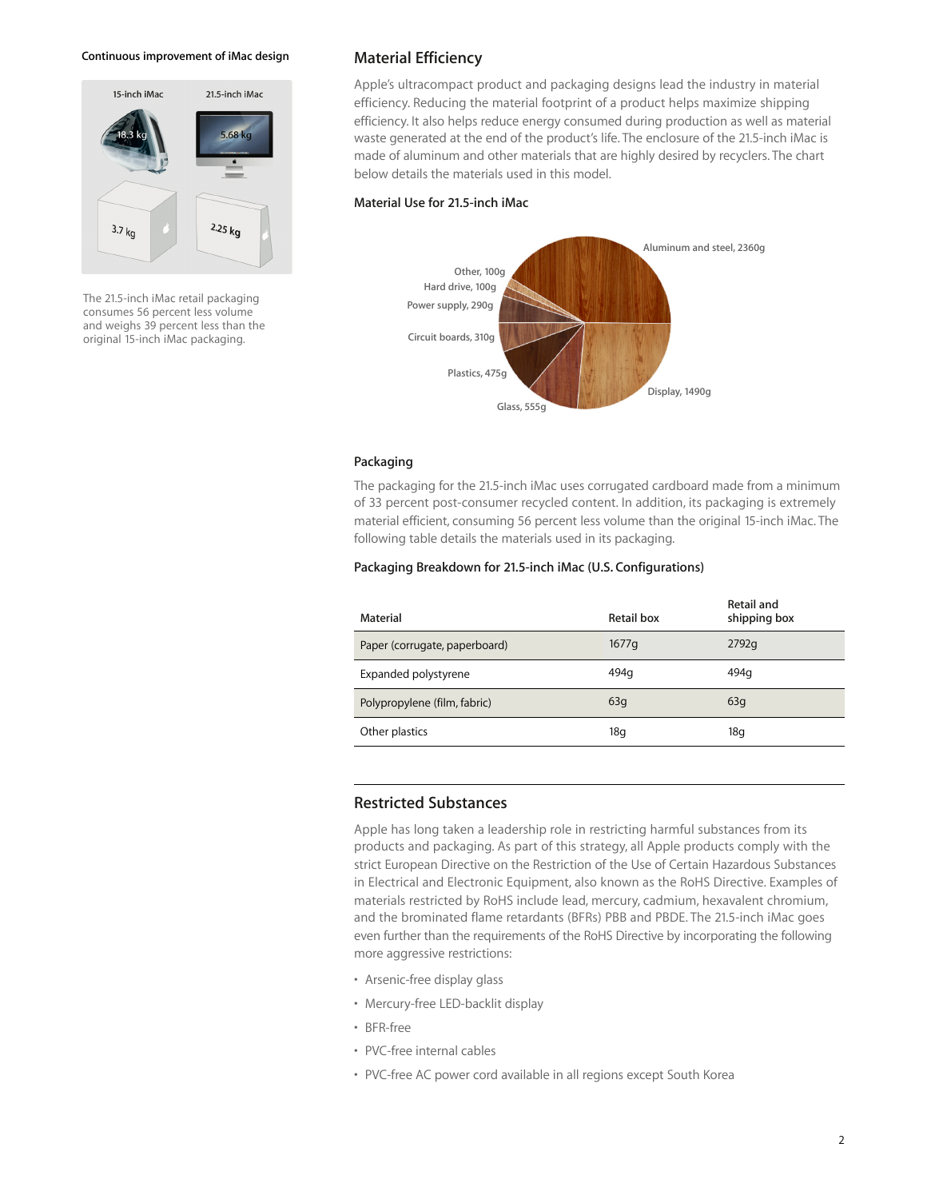### Continuous improvement of iMac design

15-inch iMac — 18.3 kg — 3.7 kg

21.5-inch iMac — 5.68 kg — 2.25 kg

The 21.5-inch iMac retail packaging consumes 56 percent less volume and weighs 39 percent less than the original 15-inch iMac packaging.

## Material Efficiency

Apple's ultracompact product and packaging designs lead the industry in material efficiency. Reducing the material footprint of a product helps maximize shipping efficiency. It also helps reduce energy consumed during production as well as material waste generated at the end of the product's life. The enclosure of the 21.5-inch iMac is made of aluminum and other materials that are highly desired by recyclers. The chart below details the materials used in this model.

### Material Use for 21.5-inch iMac

- Aluminum and steel, 2360g
- Display, 1490g
- Glass, 555g
- Plastics, 475g
- Circuit boards, 310g
- Power supply, 290g
- Hard drive, 100g
- Other, 100g

### Packaging

The packaging for the 21.5-inch iMac uses corrugated cardboard made from a minimum of 33 percent post-consumer recycled content. In addition, its packaging is extremely material efficient, consuming 56 percent less volume than the original 15-inch iMac. The following table details the materials used in its packaging.

### Packaging Breakdown for 21.5-inch iMac (U.S. Configurations)

| Material | Retail box | Retail and shipping box |
|---|---|---|
| Paper (corrugate, paperboard) | 1677g | 2792g |
| Expanded polystyrene | 494g | 494g |
| Polypropylene (film, fabric) | 63g | 63g |
| Other plastics | 18g | 18g |

## Restricted Substances

Apple has long taken a leadership role in restricting harmful substances from its products and packaging. As part of this strategy, all Apple products comply with the strict European Directive on the Restriction of the Use of Certain Hazardous Substances in Electrical and Electronic Equipment, also known as the RoHS Directive. Examples of materials restricted by RoHS include lead, mercury, cadmium, hexavalent chromium, and the brominated flame retardants (BFRs) PBB and PBDE. The 21.5-inch iMac goes even further than the requirements of the RoHS Directive by incorporating the following more aggressive restrictions:

- Arsenic-free display glass
- Mercury-free LED-backlit display
- BFR-free
- PVC-free internal cables
- PVC-free AC power cord available in all regions except South Korea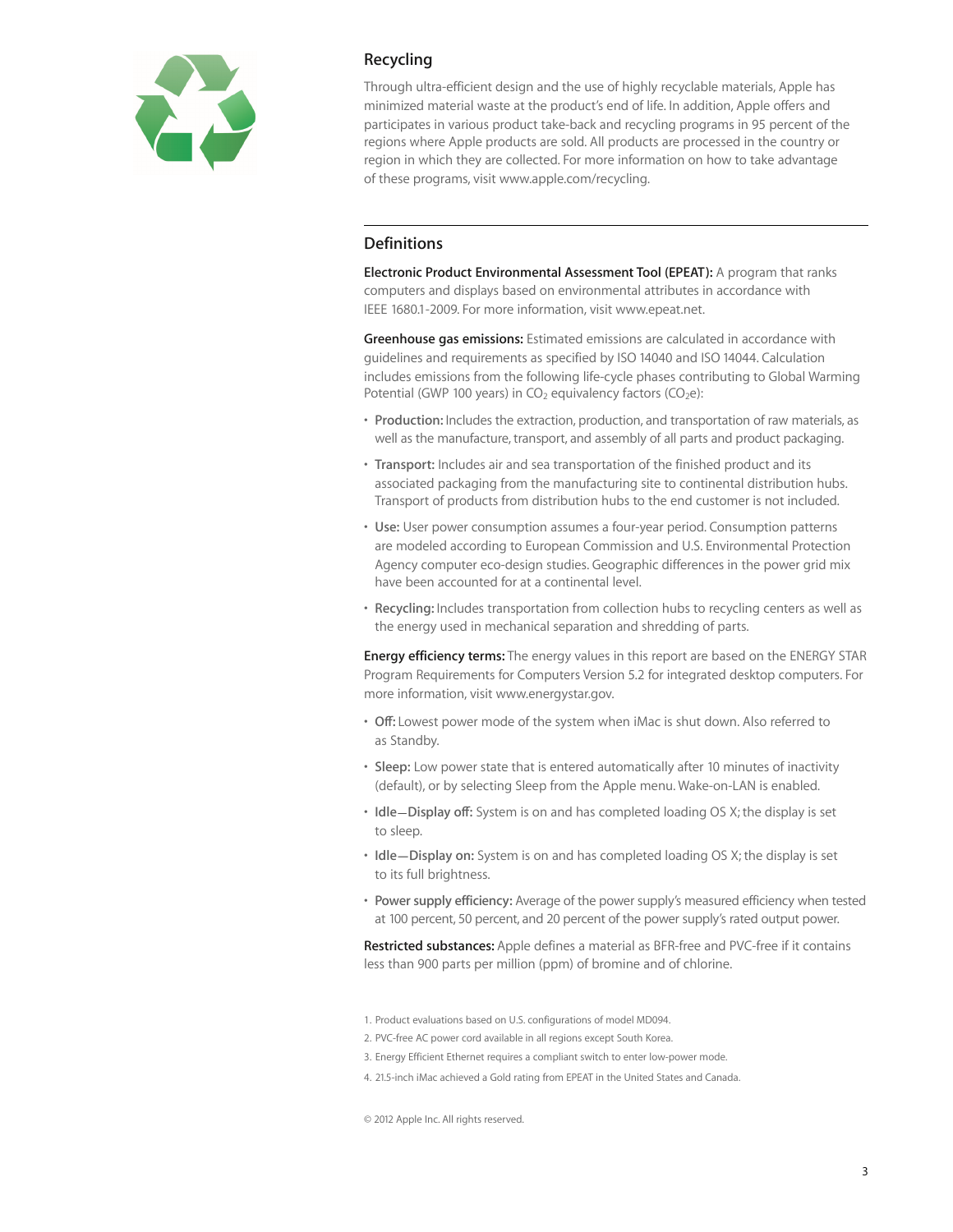## Recycling

Through ultra-efficient design and the use of highly recyclable materials, Apple has minimized material waste at the product's end of life. In addition, Apple offers and participates in various product take-back and recycling programs in 95 percent of the regions where Apple products are sold. All products are processed in the country or region in which they are collected. For more information on how to take advantage of these programs, visit www.apple.com/recycling.

---

## Definitions

**Electronic Product Environmental Assessment Tool (EPEAT):** A program that ranks computers and displays based on environmental attributes in accordance with IEEE 1680.1-2009. For more information, visit www.epeat.net.

**Greenhouse gas emissions:** Estimated emissions are calculated in accordance with guidelines and requirements as specified by ISO 14040 and ISO 14044. Calculation includes emissions from the following life-cycle phases contributing to Global Warming Potential (GWP 100 years) in $CO_2$ equivalency factors ($CO_2e$):

- **Production:** Includes the extraction, production, and transportation of raw materials, as well as the manufacture, transport, and assembly of all parts and product packaging.
- **Transport:** Includes air and sea transportation of the finished product and its associated packaging from the manufacturing site to continental distribution hubs. Transport of products from distribution hubs to the end customer is not included.
- **Use:** User power consumption assumes a four-year period. Consumption patterns are modeled according to European Commission and U.S. Environmental Protection Agency computer eco-design studies. Geographic differences in the power grid mix have been accounted for at a continental level.
- **Recycling:** Includes transportation from collection hubs to recycling centers as well as the energy used in mechanical separation and shredding of parts.

**Energy efficiency terms:** The energy values in this report are based on the ENERGY STAR Program Requirements for Computers Version 5.2 for integrated desktop computers. For more information, visit www.energystar.gov.

- **Off:** Lowest power mode of the system when iMac is shut down. Also referred to as Standby.
- **Sleep:** Low power state that is entered automatically after 10 minutes of inactivity (default), or by selecting Sleep from the Apple menu. Wake-on-LAN is enabled.
- **Idle—Display off:** System is on and has completed loading OS X; the display is set to sleep.
- **Idle—Display on:** System is on and has completed loading OS X; the display is set to its full brightness.
- **Power supply efficiency:** Average of the power supply's measured efficiency when tested at 100 percent, 50 percent, and 20 percent of the power supply's rated output power.

**Restricted substances:** Apple defines a material as BFR-free and PVC-free if it contains less than 900 parts per million (ppm) of bromine and of chlorine.

1. Product evaluations based on U.S. configurations of model MD094.
2. PVC-free AC power cord available in all regions except South Korea.
3. Energy Efficient Ethernet requires a compliant switch to enter low-power mode.
4. 21.5-inch iMac achieved a Gold rating from EPEAT in the United States and Canada.

© 2012 Apple Inc. All rights reserved.